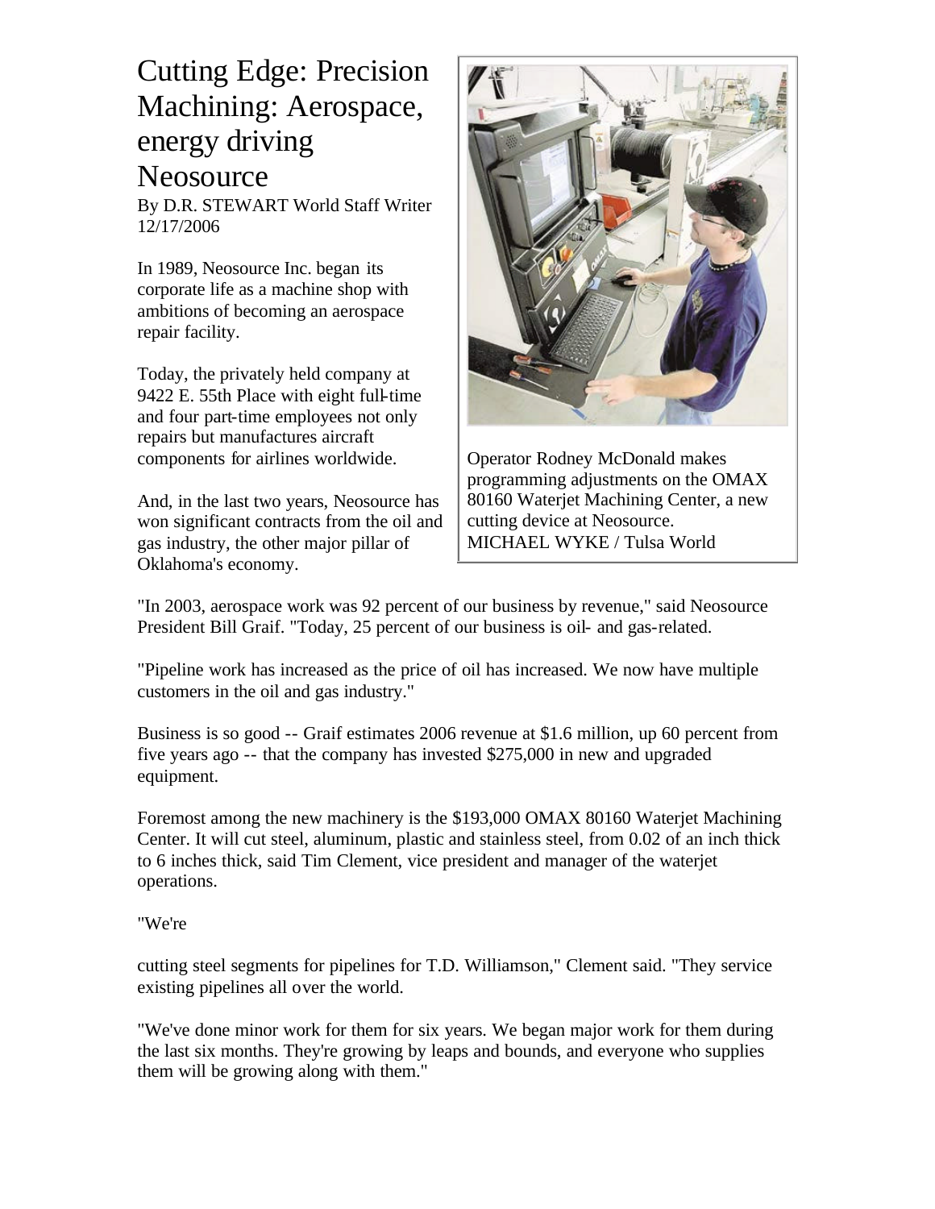# Cutting Edge: Precision Machining: Aerospace, energy driving Neosource

By D.R. STEWART World Staff Writer
12/17/2006

In 1989, Neosource Inc. began its corporate life as a machine shop with ambitions of becoming an aerospace repair facility.

Today, the privately held company at 9422 E. 55th Place with eight full-time and four part-time employees not only repairs but manufactures aircraft components for airlines worldwide.

And, in the last two years, Neosource has won significant contracts from the oil and gas industry, the other major pillar of Oklahoma's economy.

Operator Rodney McDonald makes programming adjustments on the OMAX 80160 Waterjet Machining Center, a new cutting device at Neosource.
MICHAEL WYKE / Tulsa World

"In 2003, aerospace work was 92 percent of our business by revenue," said Neosource President Bill Graif. "Today, 25 percent of our business is oil- and gas-related.

"Pipeline work has increased as the price of oil has increased. We now have multiple customers in the oil and gas industry."

Business is so good -- Graif estimates 2006 revenue at $1.6 million, up 60 percent from five years ago -- that the company has invested $275,000 in new and upgraded equipment.

Foremost among the new machinery is the $193,000 OMAX 80160 Waterjet Machining Center. It will cut steel, aluminum, plastic and stainless steel, from 0.02 of an inch thick to 6 inches thick, said Tim Clement, vice president and manager of the waterjet operations.

"We're

cutting steel segments for pipelines for T.D. Williamson," Clement said. "They service existing pipelines all over the world.

"We've done minor work for them for six years. We began major work for them during the last six months. They're growing by leaps and bounds, and everyone who supplies them will be growing along with them."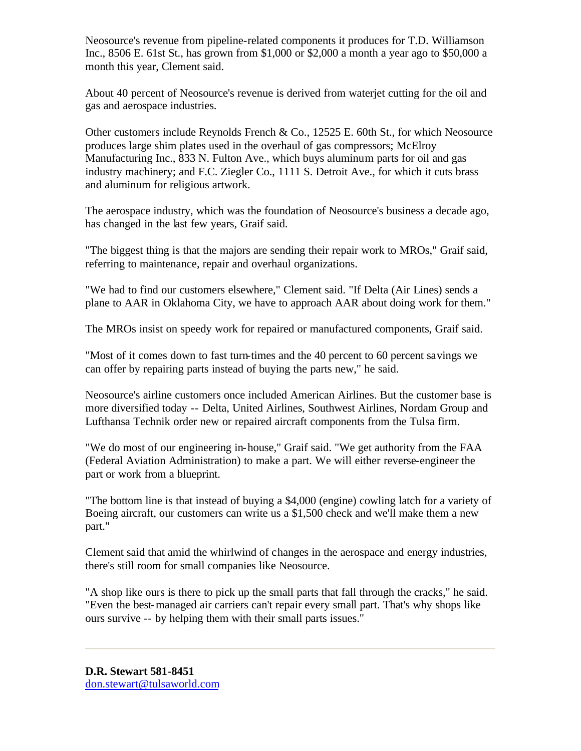Neosource's revenue from pipeline-related components it produces for T.D. Williamson Inc., 8506 E. 61st St., has grown from $1,000 or $2,000 a month a year ago to $50,000 a month this year, Clement said.

About 40 percent of Neosource's revenue is derived from waterjet cutting for the oil and gas and aerospace industries.

Other customers include Reynolds French & Co., 12525 E. 60th St., for which Neosource produces large shim plates used in the overhaul of gas compressors; McElroy Manufacturing Inc., 833 N. Fulton Ave., which buys aluminum parts for oil and gas industry machinery; and F.C. Ziegler Co., 1111 S. Detroit Ave., for which it cuts brass and aluminum for religious artwork.

The aerospace industry, which was the foundation of Neosource's business a decade ago, has changed in the last few years, Graif said.

"The biggest thing is that the majors are sending their repair work to MROs," Graif said, referring to maintenance, repair and overhaul organizations.

"We had to find our customers elsewhere," Clement said. "If Delta (Air Lines) sends a plane to AAR in Oklahoma City, we have to approach AAR about doing work for them."

The MROs insist on speedy work for repaired or manufactured components, Graif said.

"Most of it comes down to fast turn-times and the 40 percent to 60 percent savings we can offer by repairing parts instead of buying the parts new," he said.

Neosource's airline customers once included American Airlines. But the customer base is more diversified today -- Delta, United Airlines, Southwest Airlines, Nordam Group and Lufthansa Technik order new or repaired aircraft components from the Tulsa firm.

"We do most of our engineering in-house," Graif said. "We get authority from the FAA (Federal Aviation Administration) to make a part. We will either reverse-engineer the part or work from a blueprint.

"The bottom line is that instead of buying a $4,000 (engine) cowling latch for a variety of Boeing aircraft, our customers can write us a $1,500 check and we'll make them a new part."

Clement said that amid the whirlwind of changes in the aerospace and energy industries, there's still room for small companies like Neosource.

"A shop like ours is there to pick up the small parts that fall through the cracks," he said. "Even the best-managed air carriers can't repair every small part. That's why shops like ours survive -- by helping them with their small parts issues."

---

**D.R. Stewart 581-8451**
don.stewart@tulsaworld.com